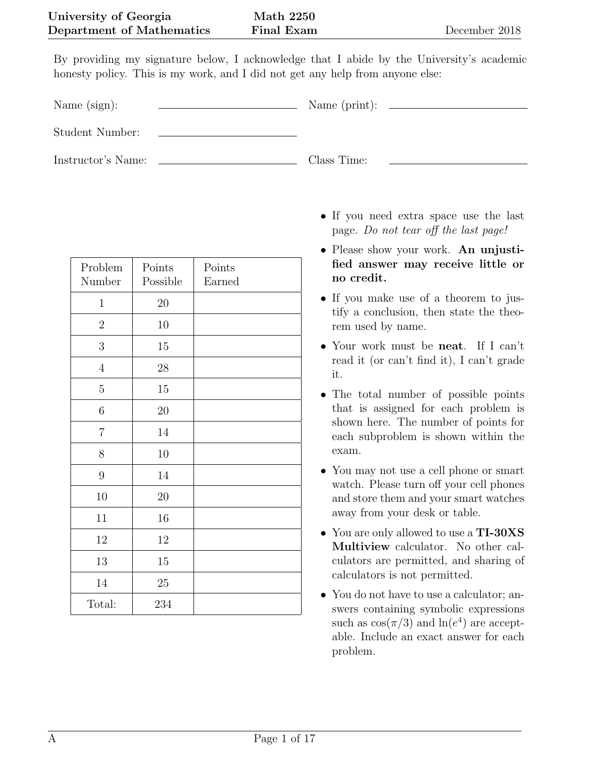**University of Georgia** **Math 2250**
**Department of Mathematics** **Final Exam** December 2018

By providing my signature below, I acknowledge that I abide by the University's academic honesty policy. This is my work, and I did not get any help from anyone else:

Name (sign): ____________________ Name (print): ____________________

Student Number: ____________________

Instructor's Name: ____________________ Class Time: ____________________

| Problem Number | Points Possible | Points Earned |
|---|---|---|
| 1 | 20 | |
| 2 | 10 | |
| 3 | 15 | |
| 4 | 28 | |
| 5 | 15 | |
| 6 | 20 | |
| 7 | 14 | |
| 8 | 10 | |
| 9 | 14 | |
| 10 | 20 | |
| 11 | 16 | |
| 12 | 12 | |
| 13 | 15 | |
| 14 | 25 | |
| Total: | 234 | |

- If you need extra space use the last page. *Do not tear off the last page!*
- Please show your work. **An unjustified answer may receive little or no credit.**
- If you make use of a theorem to justify a conclusion, then state the theorem used by name.
- Your work must be **neat**. If I can't read it (or can't find it), I can't grade it.
- The total number of possible points that is assigned for each problem is shown here. The number of points for each subproblem is shown within the exam.
- You may not use a cell phone or smart watch. Please turn off your cell phones and store them and your smart watches away from your desk or table.
- You are only allowed to use a **TI-30XS Multiview** calculator. No other calculators are permitted, and sharing of calculators is not permitted.
- You do not have to use a calculator; answers containing symbolic expressions such as $\cos(\pi/3)$ and $\ln(e^4)$ are acceptable. Include an exact answer for each problem.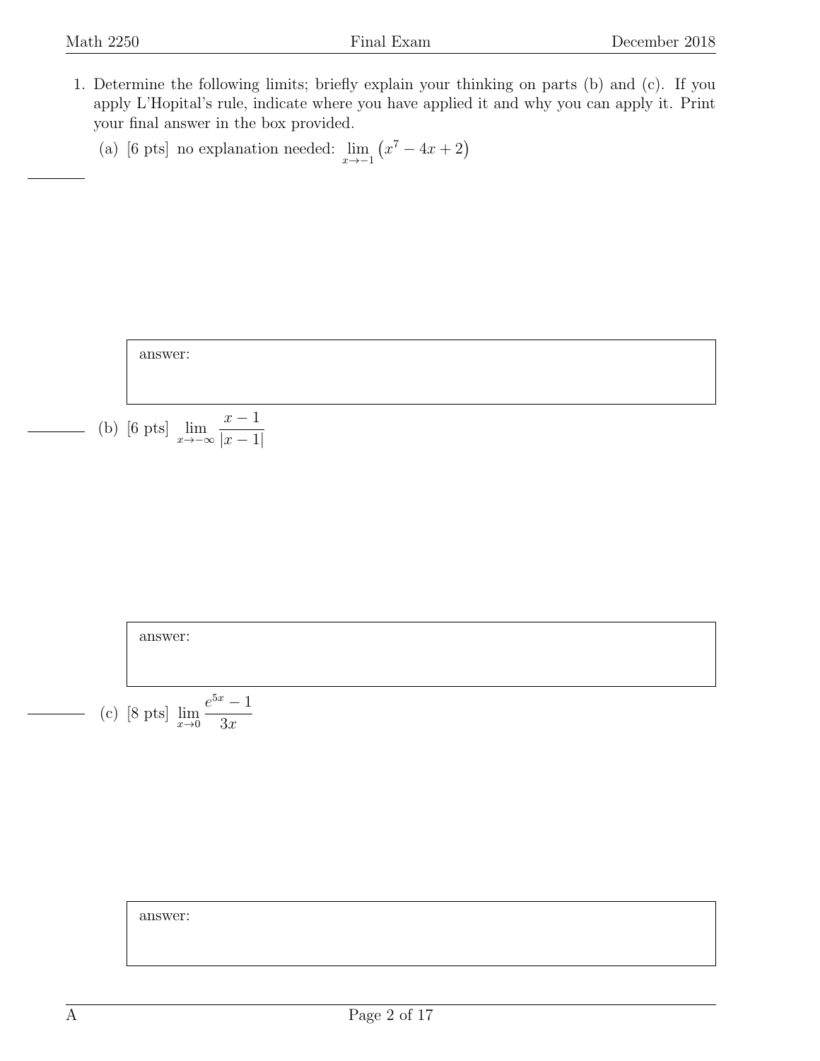1. Determine the following limits; briefly explain your thinking on parts (b) and (c). If you apply L'Hopital's rule, indicate where you have applied it and why you can apply it. Print your final answer in the box provided.

   (a) [6 pts] no explanation needed: $\lim_{x \to -1} \left( x^7 - 4x + 2 \right)$

   answer:

   (b) [6 pts] $\lim_{x \to -\infty} \frac{x-1}{|x-1|}$

   answer:

   (c) [8 pts] $\lim_{x \to 0} \frac{e^{5x} - 1}{3x}$

   answer:

A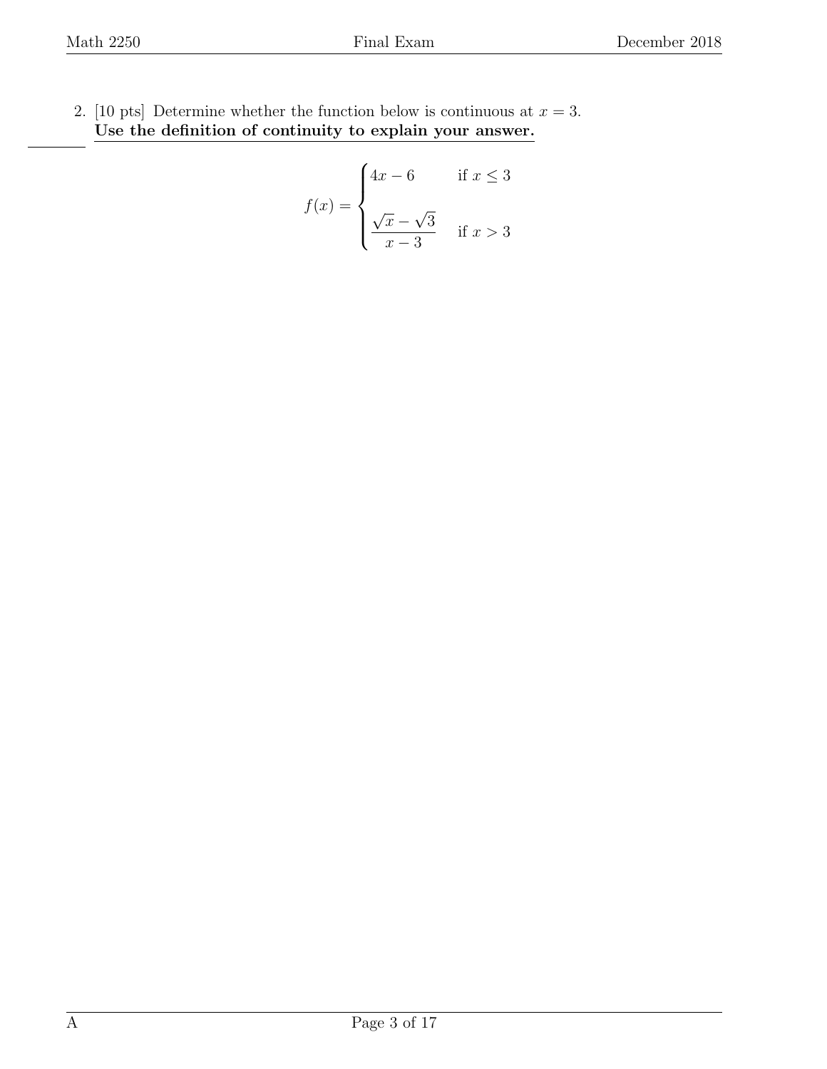2. [10 pts] Determine whether the function below is continuous at $x = 3$.
**Use the definition of continuity to explain your answer.**

$$f(x) = \begin{cases} 4x - 6 & \text{if } x \leq 3 \\ \dfrac{\sqrt{x} - \sqrt{3}}{x - 3} & \text{if } x > 3 \end{cases}$$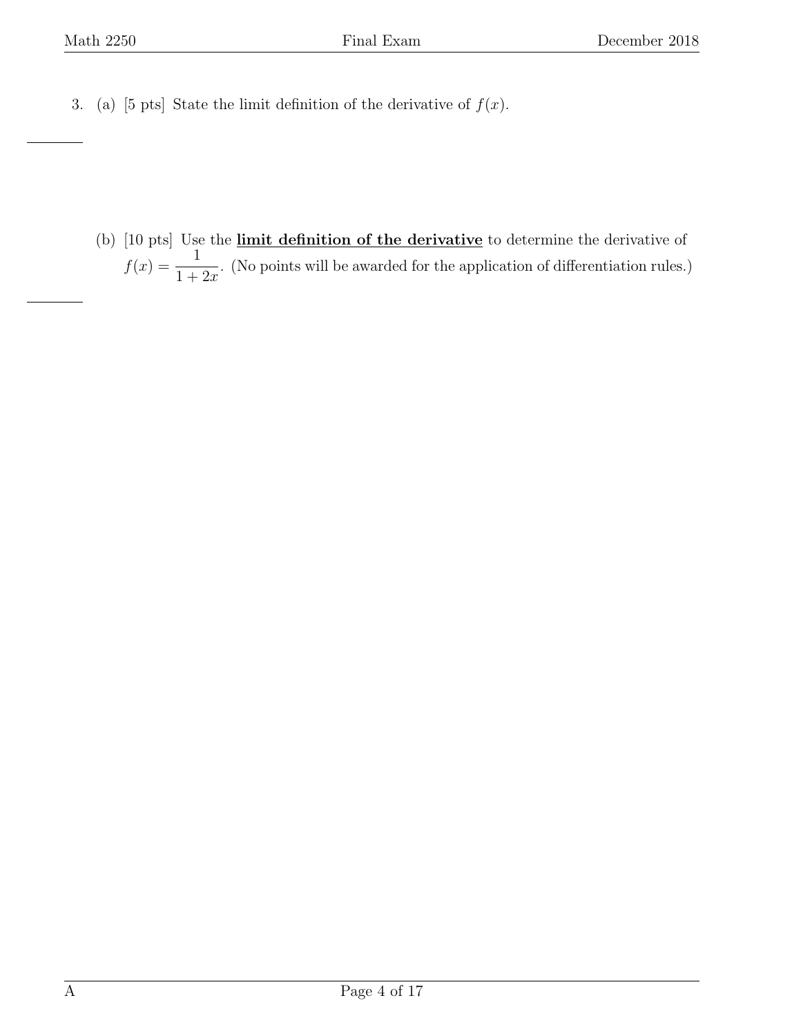3. (a) [5 pts] State the limit definition of the derivative of $f(x)$.

(b) [10 pts] Use the **<u>limit definition of the derivative</u>** to determine the derivative of $f(x) = \dfrac{1}{1+2x}$. (No points will be awarded for the application of differentiation rules.)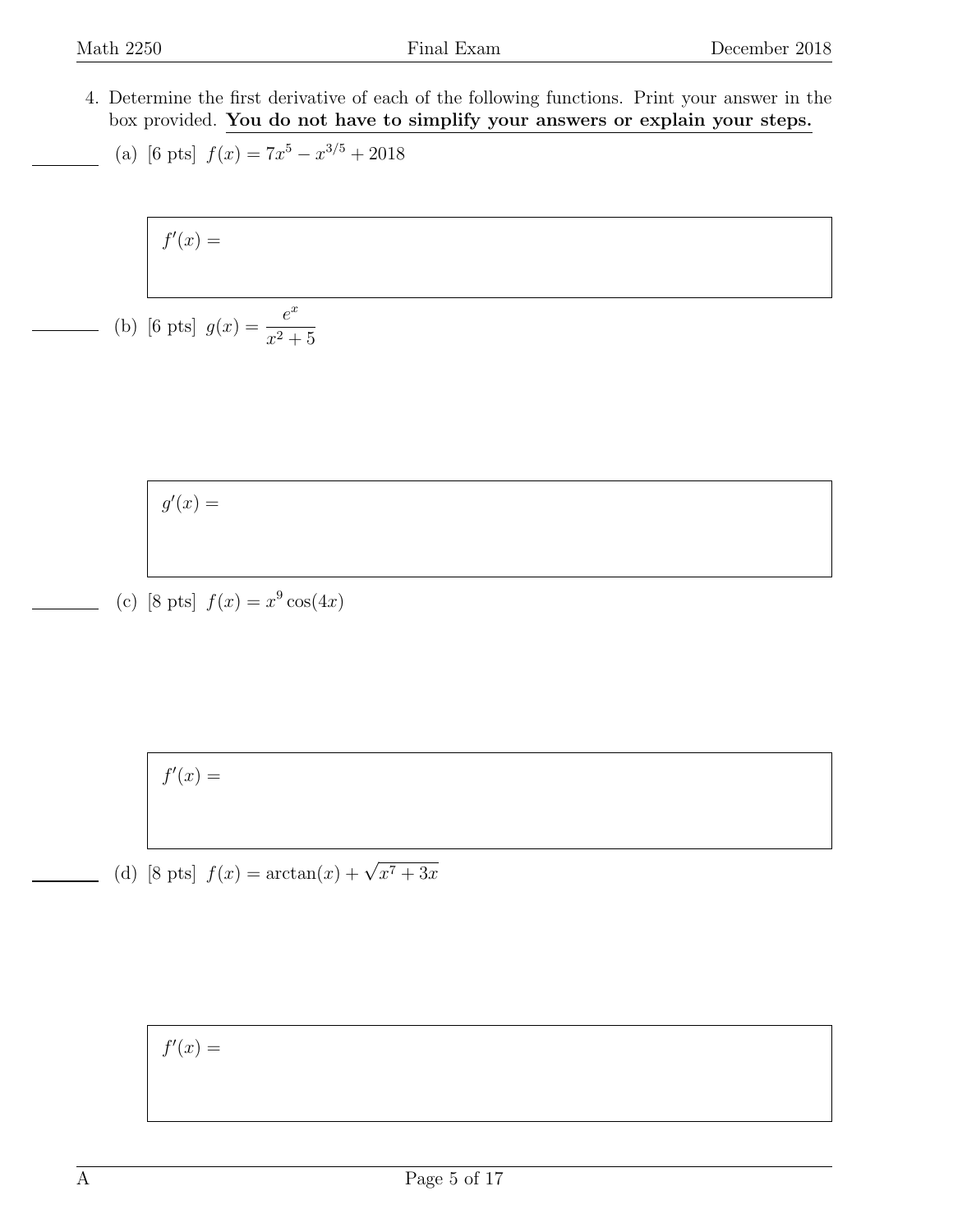4. Determine the first derivative of each of the following functions. Print your answer in the box provided. **You do not have to simplify your answers or explain your steps.**

   (a) [6 pts] $f(x) = 7x^5 - x^{3/5} + 2018$

   $f'(x) =$

   (b) [6 pts] $g(x) = \dfrac{e^x}{x^2 + 5}$

   $g'(x) =$

   (c) [8 pts] $f(x) = x^9 \cos(4x)$

   $f'(x) =$

   (d) [8 pts] $f(x) = \arctan(x) + \sqrt{x^7 + 3x}$

   $f'(x) =$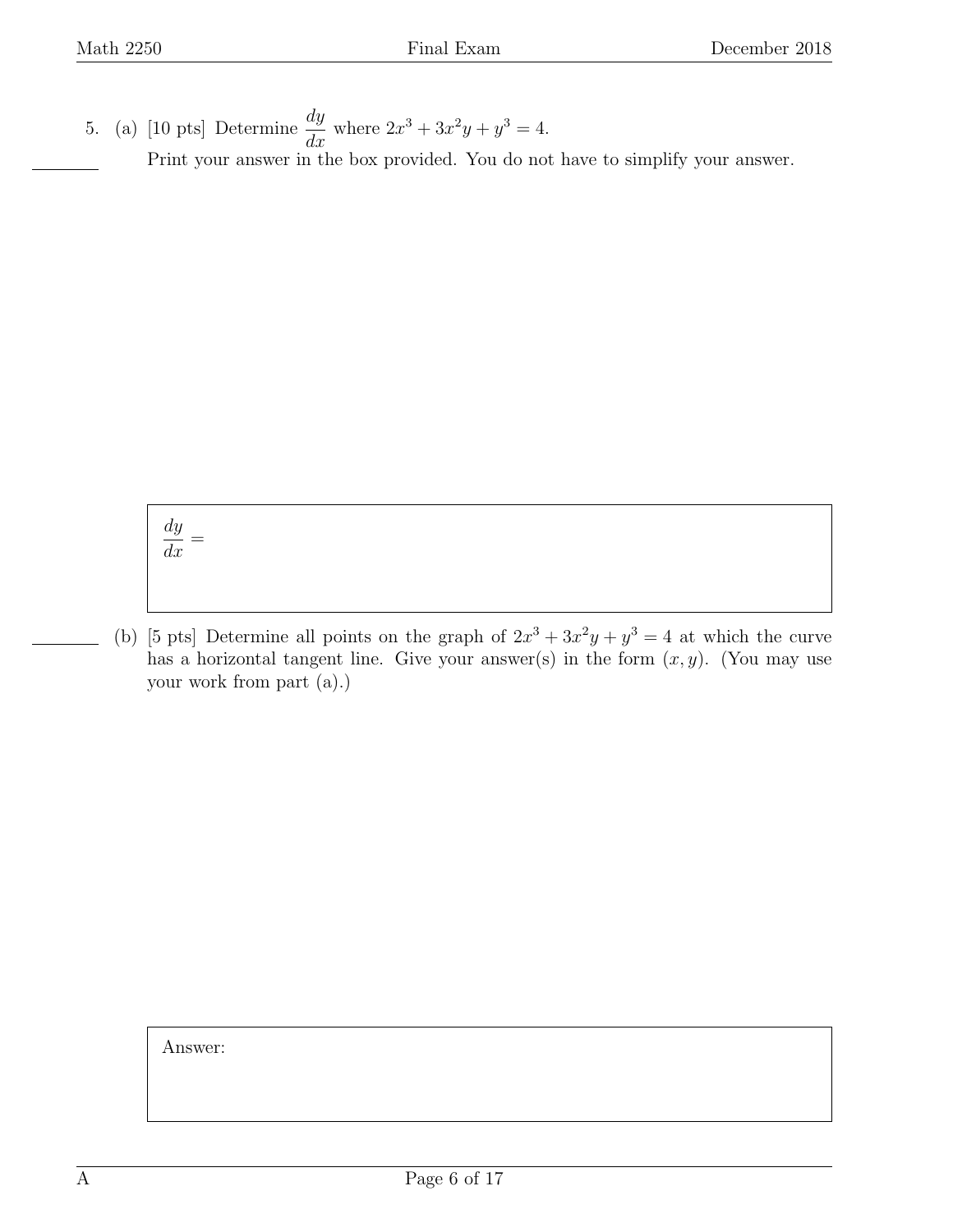5. (a) [10 pts] Determine $\dfrac{dy}{dx}$ where $2x^3 + 3x^2y + y^3 = 4$.

   Print your answer in the box provided. You do not have to simplify your answer.

   $\dfrac{dy}{dx} =$

   (b) [5 pts] Determine all points on the graph of $2x^3 + 3x^2y + y^3 = 4$ at which the curve has a horizontal tangent line. Give your answer(s) in the form $(x, y)$. (You may use your work from part (a).)

   Answer: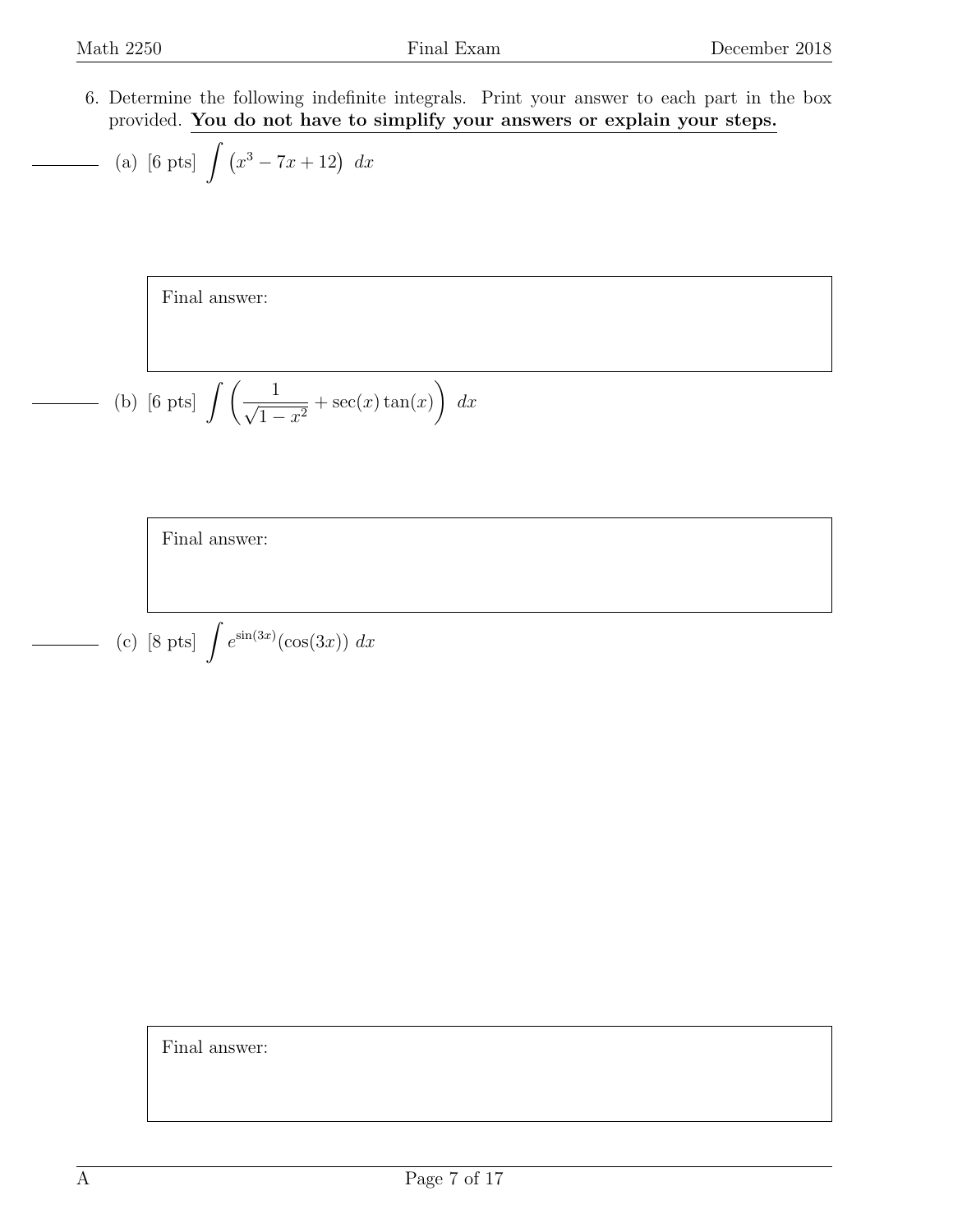6. Determine the following indefinite integrals. Print your answer to each part in the box provided. **You do not have to simplify your answers or explain your steps.**

(a) [6 pts] $\displaystyle\int \left(x^3 - 7x + 12\right)\, dx$

Final answer:

(b) [6 pts] $\displaystyle\int \left(\frac{1}{\sqrt{1-x^2}} + \sec(x)\tan(x)\right)\, dx$

Final answer:

(c) [8 pts] $\displaystyle\int e^{\sin(3x)}(\cos(3x))\, dx$

Final answer: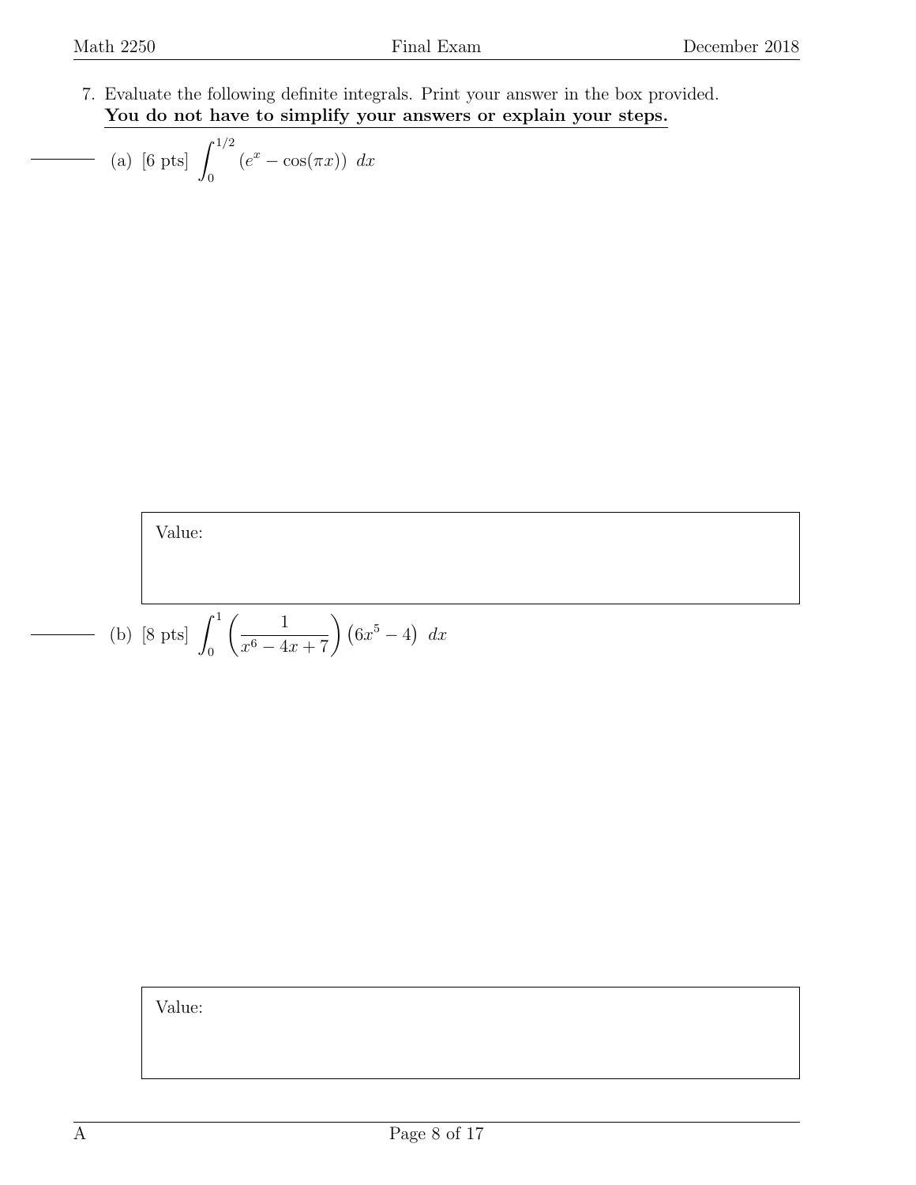7. Evaluate the following definite integrals. Print your answer in the box provided.
**You do not have to simplify your answers or explain your steps.**

(a) [6 pts] $\displaystyle\int_0^{1/2} \left(e^x - \cos(\pi x)\right)\, dx$

Value:

(b) [8 pts] $\displaystyle\int_0^{1} \left(\frac{1}{x^6 - 4x + 7}\right)\left(6x^5 - 4\right)\, dx$

Value: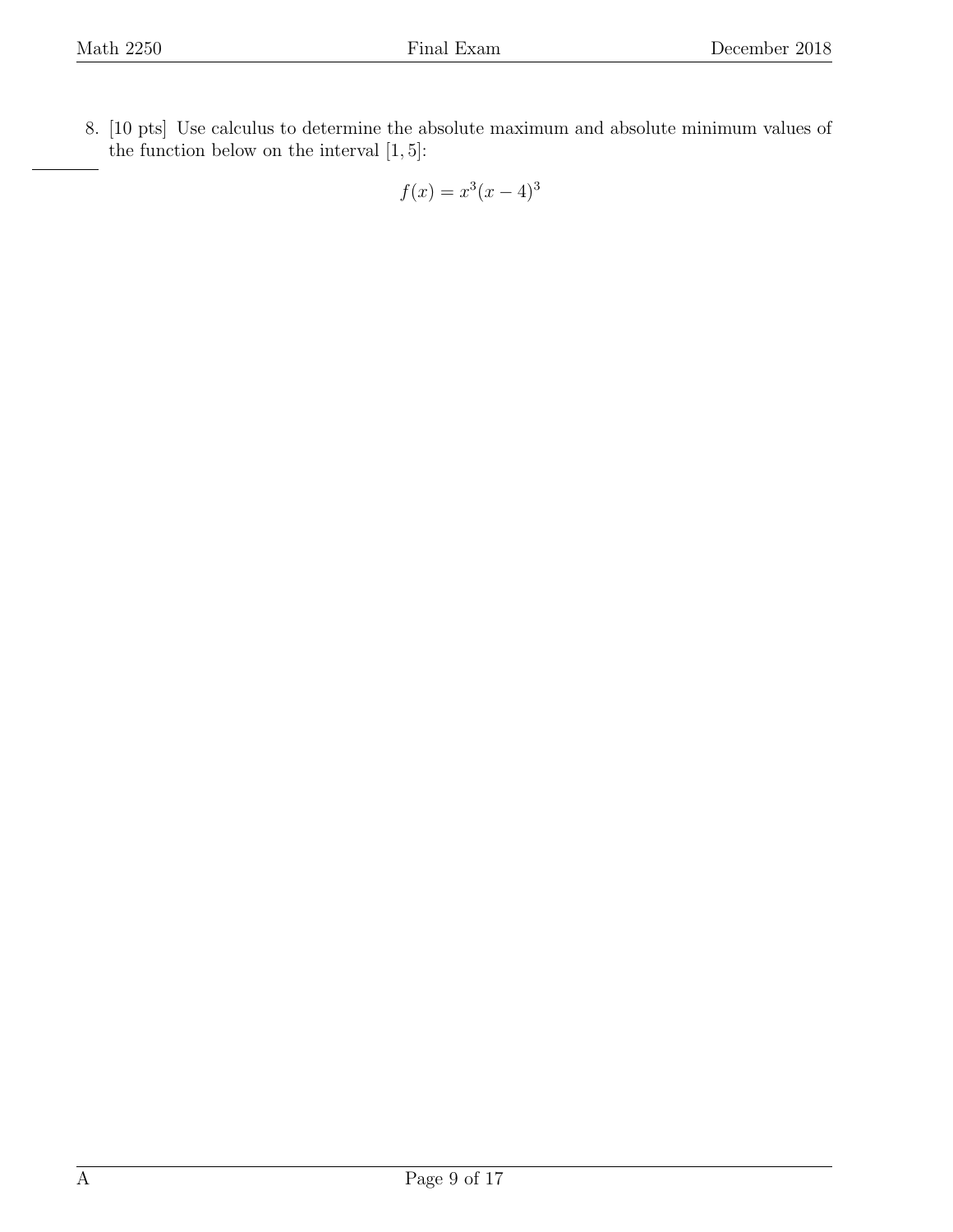8. [10 pts] Use calculus to determine the absolute maximum and absolute minimum values of the function below on the interval $[1, 5]$:

$$f(x) = x^3(x-4)^3$$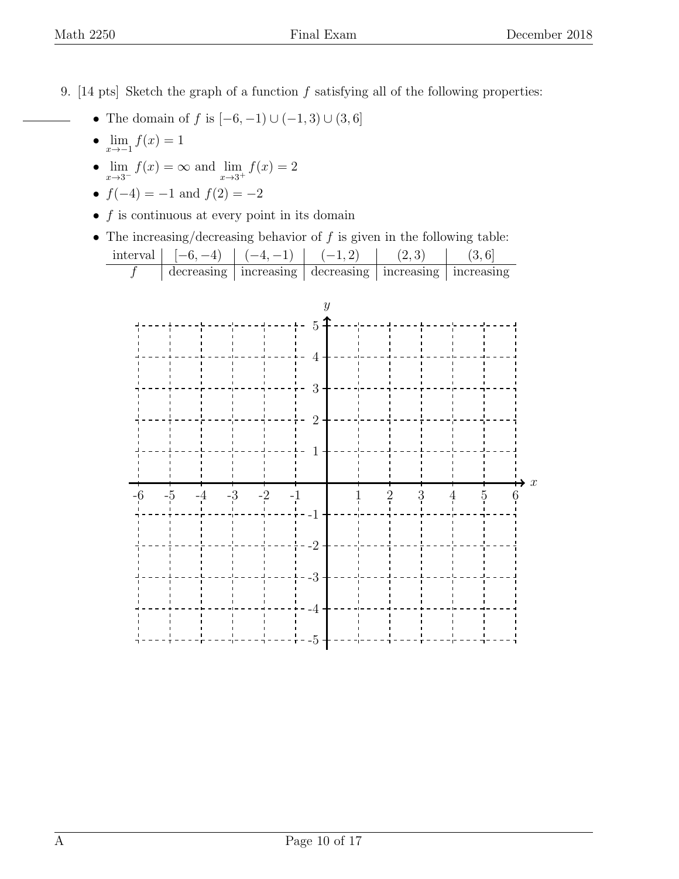9. [14 pts] Sketch the graph of a function $f$ satisfying all of the following properties:

- The domain of $f$ is $[-6,-1) \cup (-1,3) \cup (3,6]$
- $\lim_{x \to -1} f(x) = 1$
- $\lim_{x \to 3^-} f(x) = \infty$ and $\lim_{x \to 3^+} f(x) = 2$
- $f(-4) = -1$ and $f(2) = -2$
- $f$ is continuous at every point in its domain
- The increasing/decreasing behavior of $f$ is given in the following table:

| interval | $[-6,-4)$ | $(-4,-1)$ | $(-1,2)$ | $(2,3)$ | $(3,6]$ |
|---|---|---|---|---|---|
| $f$ | decreasing | increasing | decreasing | increasing | increasing |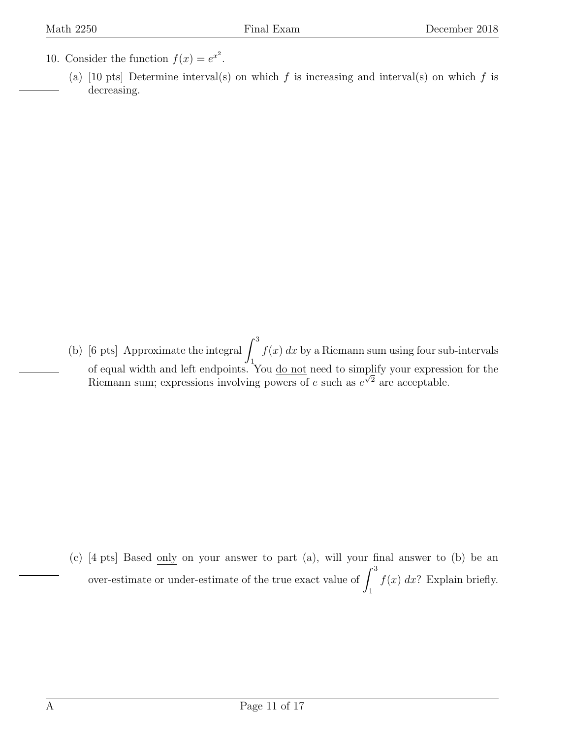10. Consider the function $f(x) = e^{x^2}$.

   (a) [10 pts] Determine interval(s) on which $f$ is increasing and interval(s) on which $f$ is decreasing.

   (b) [6 pts] Approximate the integral $\int_1^3 f(x)\, dx$ by a Riemann sum using four sub-intervals of equal width and left endpoints. You <u>do not</u> need to simplify your expression for the Riemann sum; expressions involving powers of $e$ such as $e^{\sqrt{2}}$ are acceptable.

   (c) [4 pts] Based <u>only</u> on your answer to part (a), will your final answer to (b) be an over-estimate or under-estimate of the true exact value of $\int_1^3 f(x)\, dx$? Explain briefly.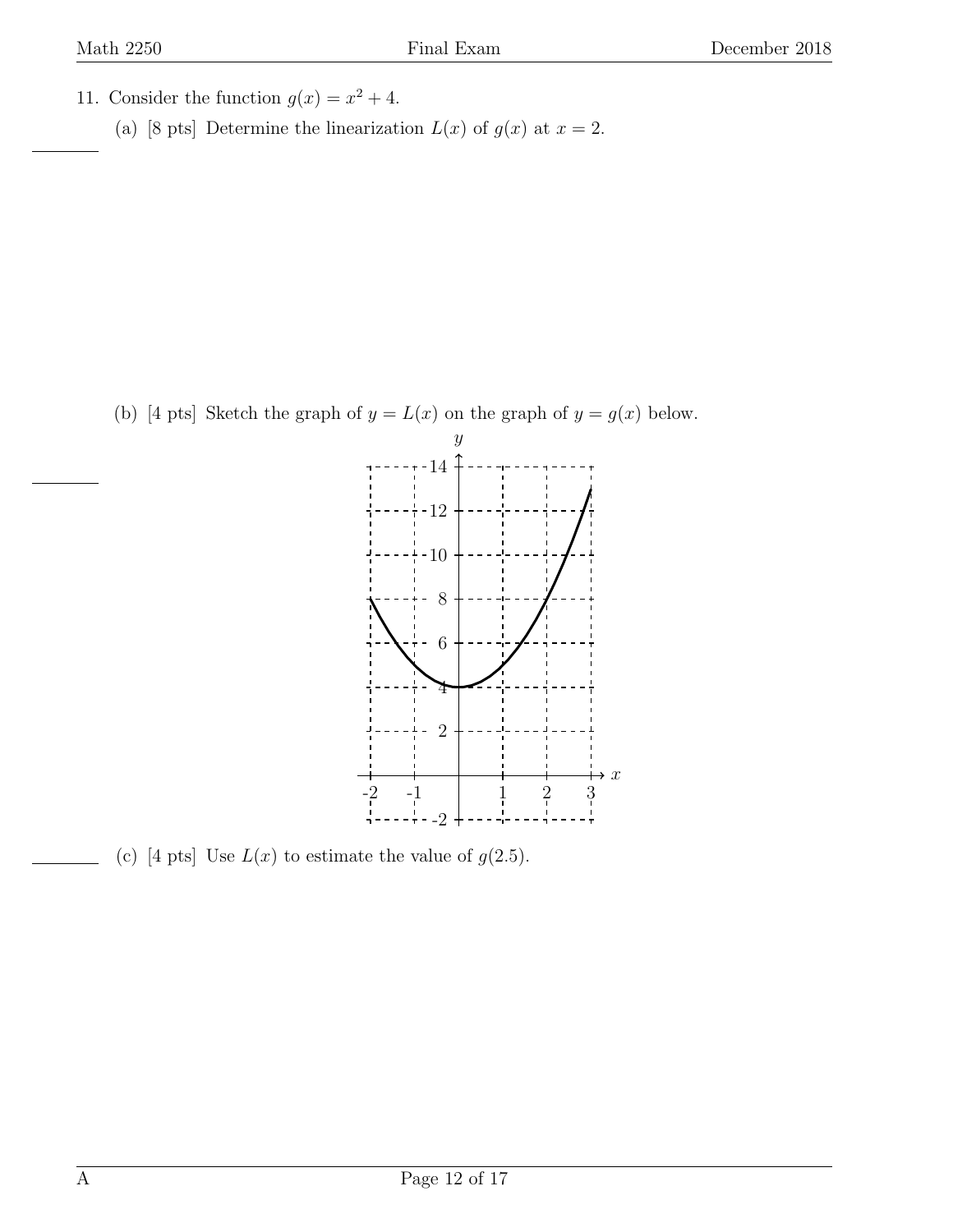11. Consider the function $g(x) = x^2 + 4$.

(a) [8 pts] Determine the linearization $L(x)$ of $g(x)$ at $x = 2$.

(b) [4 pts] Sketch the graph of $y = L(x)$ on the graph of $y = g(x)$ below.

(c) [4 pts] Use $L(x)$ to estimate the value of $g(2.5)$.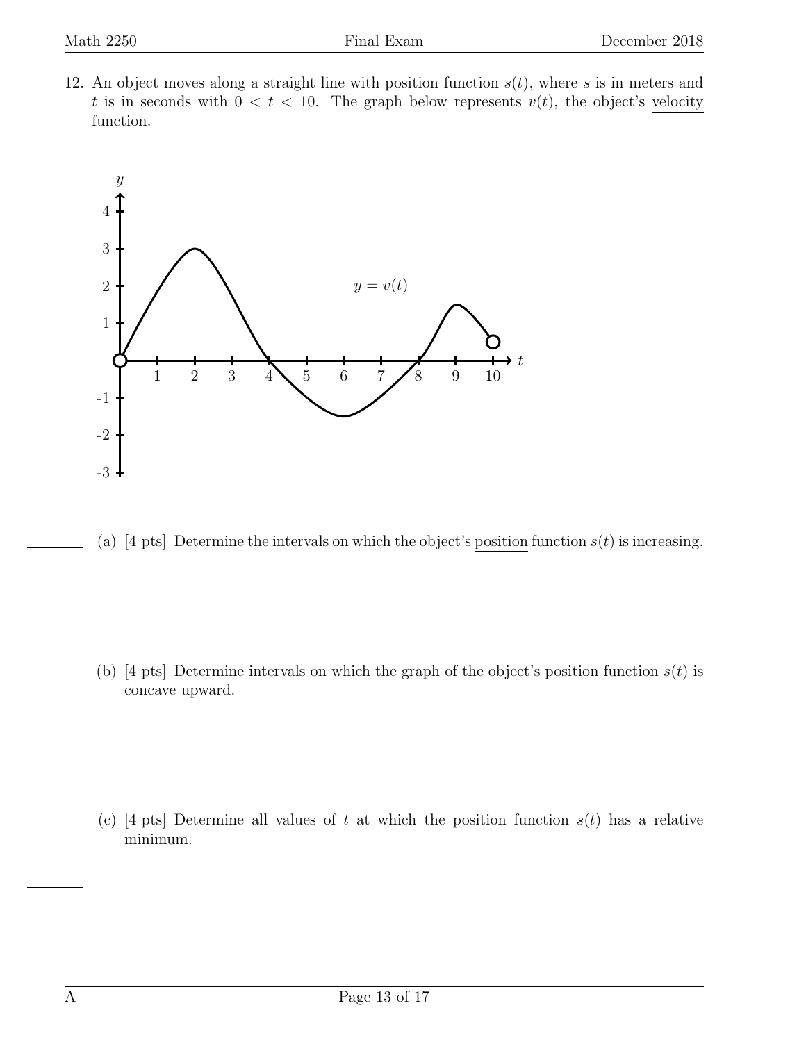12. An object moves along a straight line with position function $s(t)$, where $s$ is in meters and $t$ is in seconds with $0 < t < 10$. The graph below represents $v(t)$, the object's velocity function.

(a) [4 pts] Determine the intervals on which the object's position function $s(t)$ is increasing.

(b) [4 pts] Determine intervals on which the graph of the object's position function $s(t)$ is concave upward.

(c) [4 pts] Determine all values of $t$ at which the position function $s(t)$ has a relative minimum.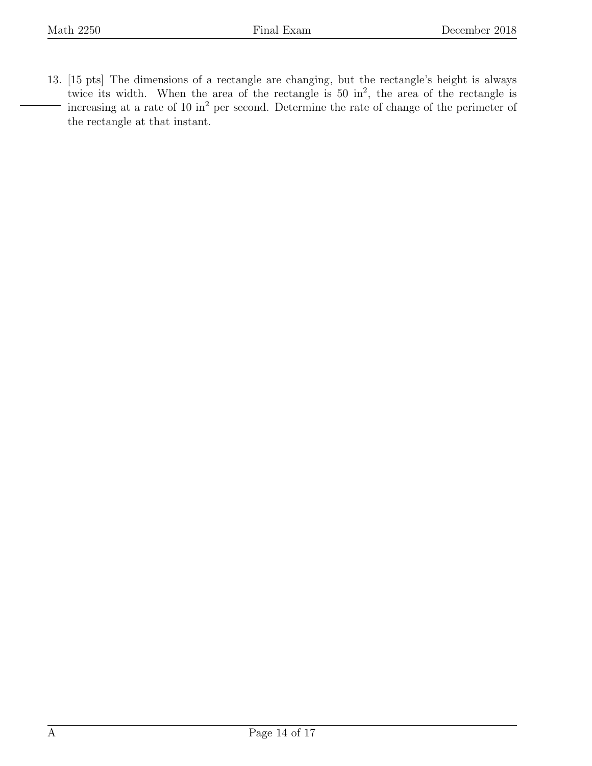13. [15 pts] The dimensions of a rectangle are changing, but the rectangle's height is always twice its width. When the area of the rectangle is 50 $\text{in}^2$, the area of the rectangle is increasing at a rate of 10 $\text{in}^2$ per second. Determine the rate of change of the perimeter of the rectangle at that instant.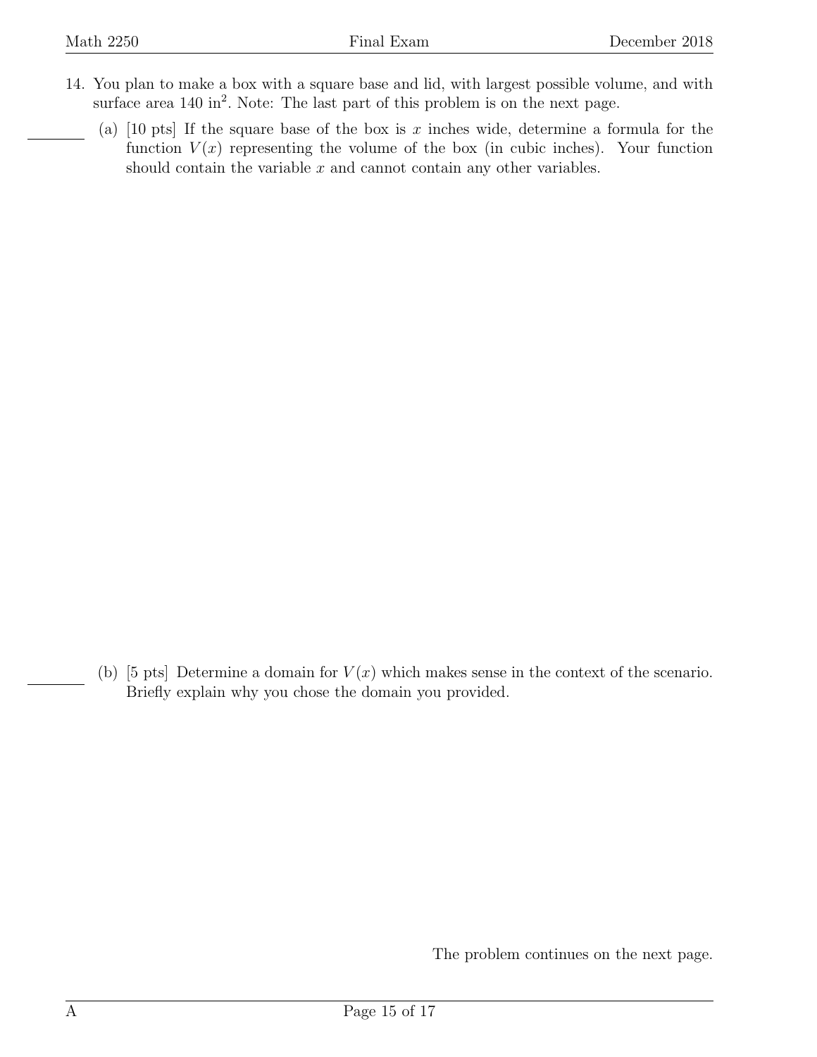14. You plan to make a box with a square base and lid, with largest possible volume, and with surface area 140 $\text{in}^2$. Note: The last part of this problem is on the next page.

   (a) [10 pts] If the square base of the box is $x$ inches wide, determine a formula for the function $V(x)$ representing the volume of the box (in cubic inches). Your function should contain the variable $x$ and cannot contain any other variables.

   (b) [5 pts] Determine a domain for $V(x)$ which makes sense in the context of the scenario. Briefly explain why you chose the domain you provided.

The problem continues on the next page.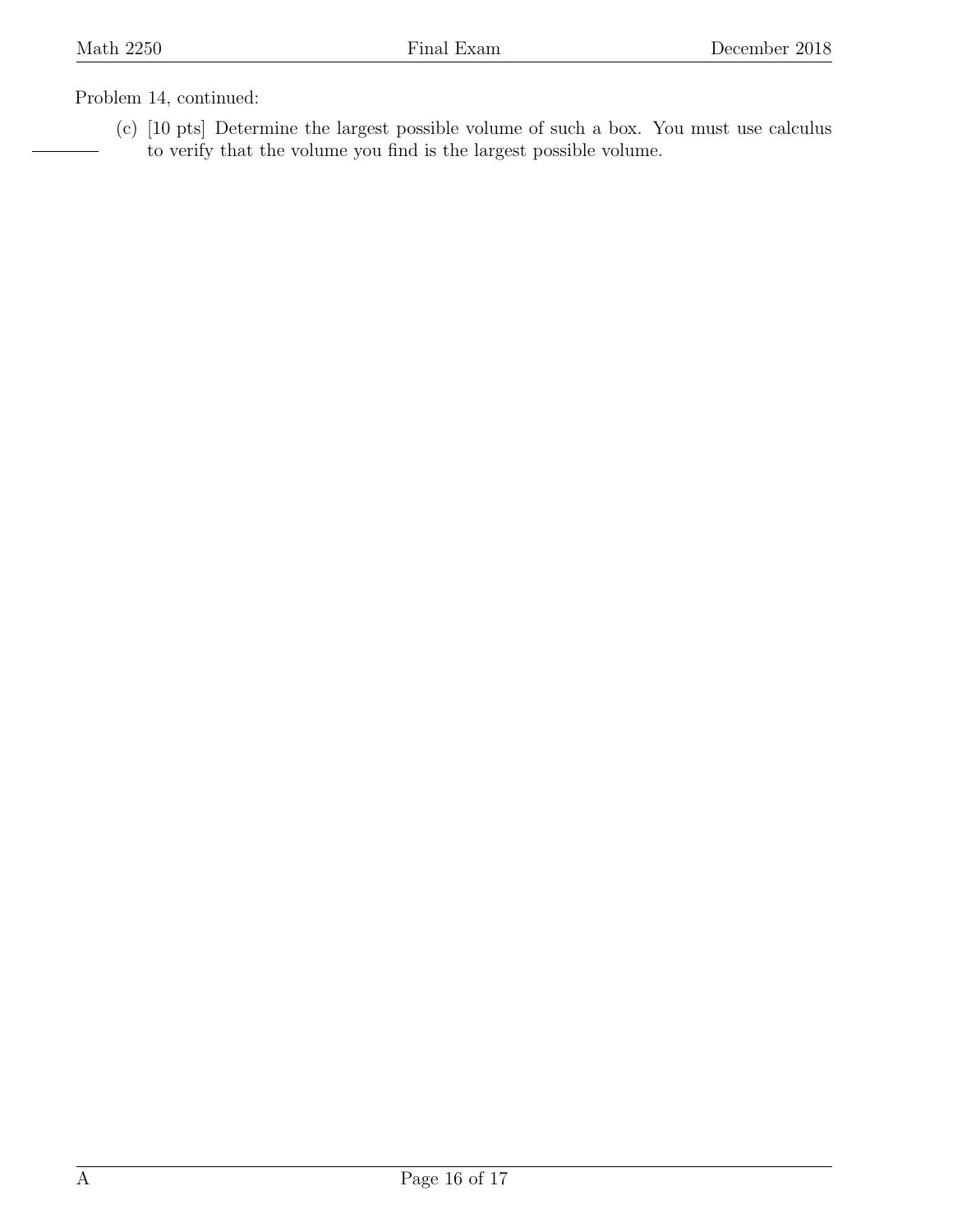Problem 14, continued:

(c) [10 pts] Determine the largest possible volume of such a box. You must use calculus to verify that the volume you find is the largest possible volume.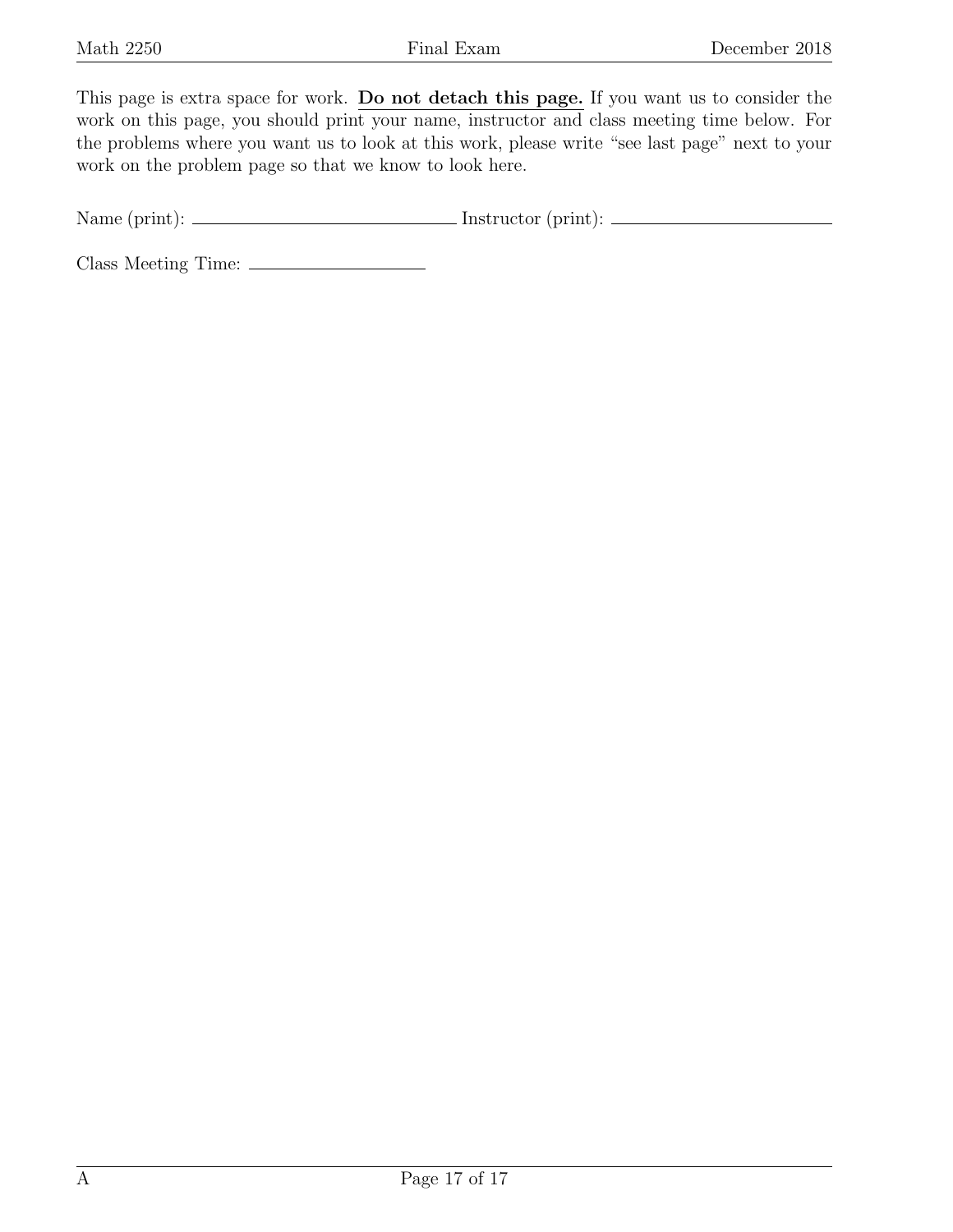This page is extra space for work. **Do not detach this page.** If you want us to consider the work on this page, you should print your name, instructor and class meeting time below. For the problems where you want us to look at this work, please write "see last page" next to your work on the problem page so that we know to look here.

Name (print): ______________________________ Instructor (print): ________________________

Class Meeting Time: ____________________